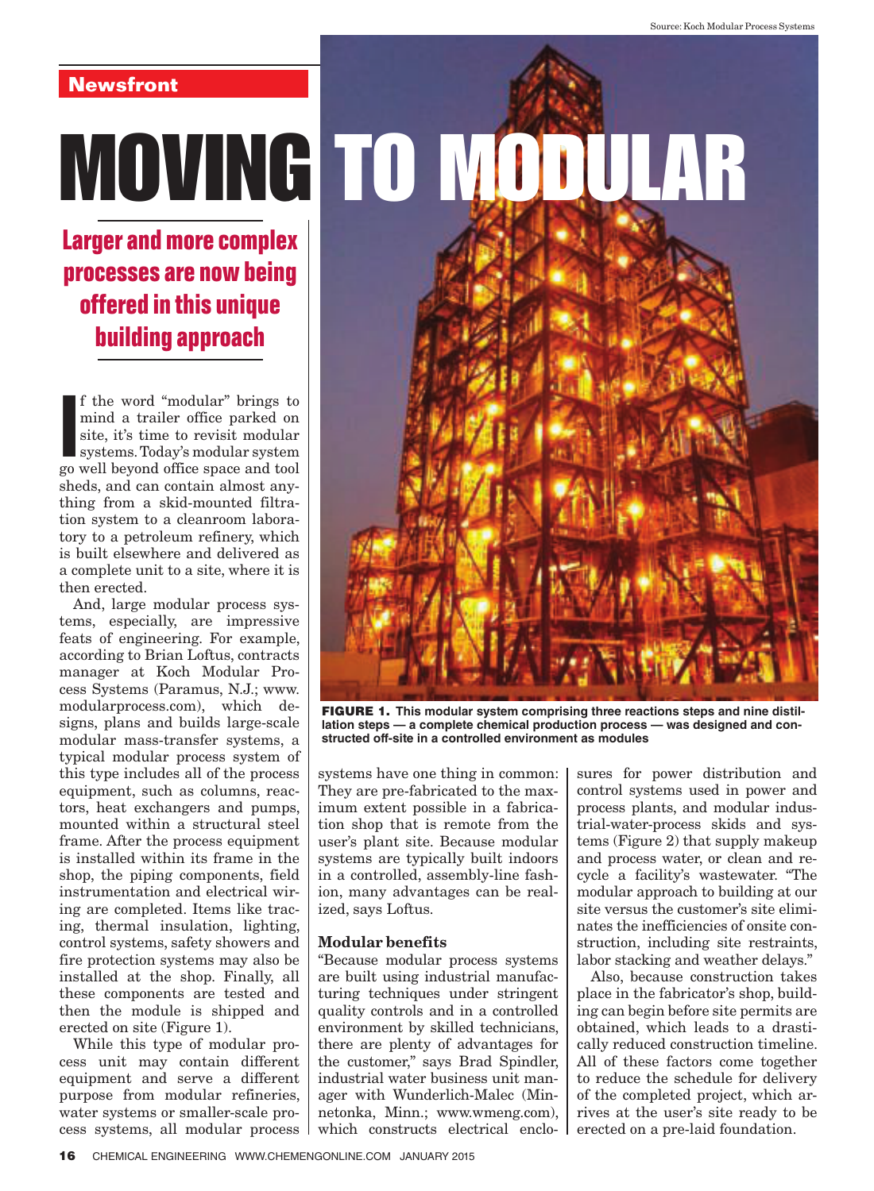Newsfront

# MOVING TO MODULAR

## Larger and more complex processes are now being offered in this unique building approach

If the word "modular" brings to mind a trailer office parked on site, it's time to revisit modular systems. Today's modular system go well beyond office space and tool sheds, and can contain almost anything from a skid-mounted filtration system to a cleanroom laboratory to a petroleum refinery, which is built elsewhere and delivered as a complete unit to a site, where it is then erected.

And, large modular process systems, especially, are impressive feats of engineering. For example, according to Brian Loftus, contracts manager at Koch Modular Process Systems (Paramus, N.J.; www.modularprocess.com), which designs, plans and builds large-scale modular mass-transfer systems, a typical modular process system of this type includes all of the process equipment, such as columns, reactors, heat exchangers and pumps, mounted within a structural steel frame. After the process equipment is installed within its frame in the shop, the piping components, field instrumentation and electrical wiring are completed. Items like tracing, thermal insulation, lighting, control systems, safety showers and fire protection systems may also be installed at the shop. Finally, all these components are tested and then the module is shipped and erected on site (Figure 1).

While this type of modular process unit may contain different equipment and serve a different purpose from modular refineries, water systems or smaller-scale process systems, all modular process systems have one thing in common: They are pre-fabricated to the maximum extent possible in a fabrication shop that is remote from the user's plant site. Because modular systems are typically built indoors in a controlled, assembly-line fashion, many advantages can be realized, says Loftus.

Source: Koch Modular Process Systems

**FIGURE 1. This modular system comprising three reactions steps and nine distillation steps — a complete chemical production process — was designed and constructed off-site in a controlled environment as modules**

### Modular benefits

"Because modular process systems are built using industrial manufacturing techniques under stringent quality controls and in a controlled environment by skilled technicians, there are plenty of advantages for the customer," says Brad Spindler, industrial water business unit manager with Wunderlich-Malec (Minnetonka, Minn.; www.wmeng.com), which constructs electrical enclosures for power distribution and control systems used in power and process plants, and modular industrial-water-process skids and systems (Figure 2) that supply makeup and process water, or clean and recycle a facility's wastewater. "The modular approach to building at our site versus the customer's site eliminates the inefficiencies of onsite construction, including site restraints, labor stacking and weather delays."

Also, because construction takes place in the fabricator's shop, building can begin before site permits are obtained, which leads to a drastically reduced construction timeline. All of these factors come together to reduce the schedule for delivery of the completed project, which arrives at the user's site ready to be erected on a pre-laid foundation.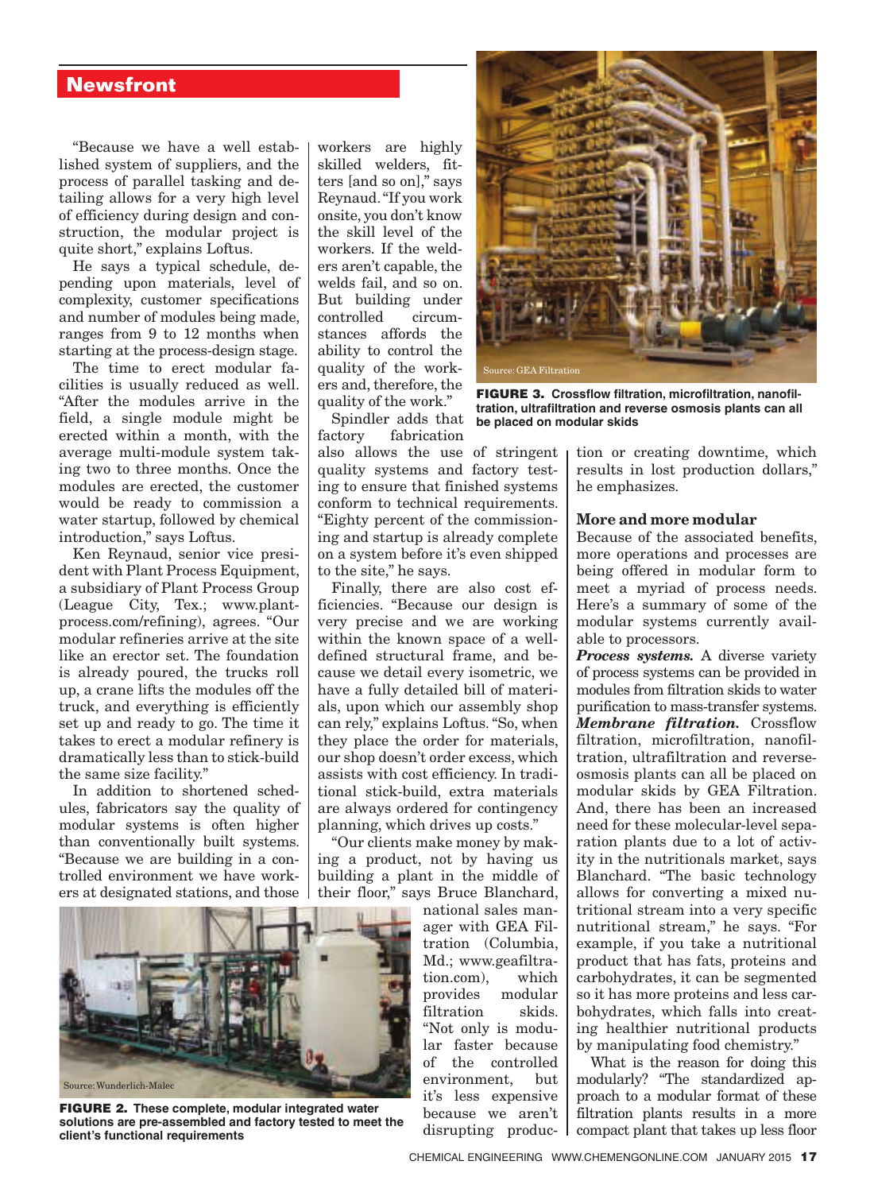"Because we have a well established system of suppliers, and the process of parallel tasking and detailing allows for a very high level of efficiency during design and construction, the modular project is quite short," explains Loftus.

He says a typical schedule, depending upon materials, level of complexity, customer specifications and number of modules being made, ranges from 9 to 12 months when starting at the process-design stage.

The time to erect modular facilities is usually reduced as well. "After the modules arrive in the field, a single module might be erected within a month, with the average multi-module system taking two to three months. Once the modules are erected, the customer would be ready to commission a water startup, followed by chemical introduction," says Loftus.

Ken Reynaud, senior vice president with Plant Process Equipment, a subsidiary of Plant Process Group (League City, Tex.; www.plantprocess.com/refining), agrees. "Our modular refineries arrive at the site like an erector set. The foundation is already poured, the trucks roll up, a crane lifts the modules off the truck, and everything is efficiently set up and ready to go. The time it takes to erect a modular refinery is dramatically less than to stick-build the same size facility."

In addition to shortened schedules, fabricators say the quality of modular systems is often higher than conventionally built systems. "Because we are building in a controlled environment we have workers at designated stations, and those workers are highly skilled welders, fitters [and so on]," says Reynaud. "If you work onsite, you don't know the skill level of the workers. If the welders aren't capable, the welds fail, and so on. But building under controlled circumstances affords the ability to control the quality of the workers and, therefore, the quality of the work."

Spindler adds that factory fabrication also allows the use of stringent quality systems and factory testing to ensure that finished systems conform to technical requirements. "Eighty percent of the commissioning and startup is already complete on a system before it's even shipped to the site," he says.

Finally, there are also cost efficiencies. "Because our design is very precise and we are working within the known space of a well-defined structural frame, and because we detail every isometric, we have a fully detailed bill of materials, upon which our assembly shop can rely," explains Loftus. "So, when they place the order for materials, our shop doesn't order excess, which assists with cost efficiency. In traditional stick-build, extra materials are always ordered for contingency planning, which drives up costs."

"Our clients make money by making a product, not by having us building a plant in the middle of their floor," says Bruce Blanchard, national sales manager with GEA Filtration (Columbia, Md.; www.geafiltration.com), which provides modular filtration skids. "Not only is modular faster because of the controlled environment, but it's less expensive because we aren't disrupting production or creating downtime, which results in lost production dollars," he emphasizes.

Source: Wunderlich-Malec

**FIGURE 2. These complete, modular integrated water solutions are pre-assembled and factory tested to meet the client's functional requirements**

Source: GEA Filtration

**FIGURE 3. Crossflow filtration, microfiltration, nanofiltration, ultrafiltration and reverse osmosis plants can all be placed on modular skids**

## More and more modular

Because of the associated benefits, more operations and processes are being offered in modular form to meet a myriad of process needs. Here's a summary of some of the modular systems currently available to processors.

***Process systems.*** A diverse variety of process systems can be provided in modules from filtration skids to water purification to mass-transfer systems.

***Membrane filtration.*** Crossflow filtration, microfiltration, nanofiltration, ultrafiltration and reverse-osmosis plants can all be placed on modular skids by GEA Filtration. And, there has been an increased need for these molecular-level separation plants due to a lot of activity in the nutritionals market, says Blanchard. "The basic technology allows for converting a mixed nutritional stream into a very specific nutritional stream," he says. "For example, if you take a nutritional product that has fats, proteins and carbohydrates, it can be segmented so it has more proteins and less carbohydrates, which falls into creating healthier nutritional products by manipulating food chemistry."

What is the reason for doing this modularly? "The standardized approach to a modular format of these filtration plants results in a more compact plant that takes up less floor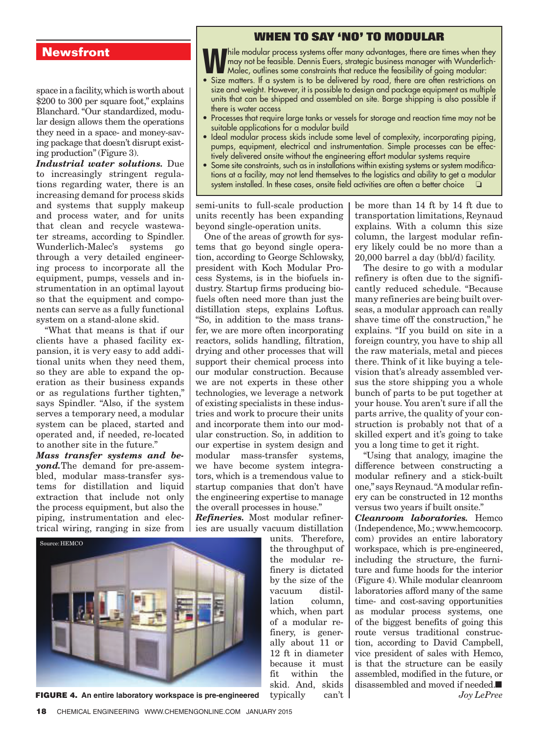space in a facility, which is worth about $200 to 300 per square foot," explains Blanchard. "Our standardized, modular design allows them the operations they need in a space- and money-saving package that doesn't disrupt existing production" (Figure 3).

***Industrial water solutions.*** Due to increasingly stringent regulations regarding water, there is an increasing demand for process skids and systems that supply makeup and process water, and for units that clean and recycle wastewater streams, according to Spindler. Wunderlich-Malec's systems go through a very detailed engineering process to incorporate all the equipment, pumps, vessels and instrumentation in an optimal layout so that the equipment and components can serve as a fully functional system on a stand-alone skid.

"What that means is that if our clients have a phased facility expansion, it is very easy to add additional units when they need them, so they are able to expand the operation as their business expands or as regulations further tighten," says Spindler. "Also, if the system serves a temporary need, a modular system can be placed, started and operated and, if needed, re-located to another site in the future."

***Mass transfer systems and beyond.*** The demand for pre-assembled, modular mass-transfer systems for distillation and liquid extraction that include not only the process equipment, but also the piping, instrumentation and electrical wiring, ranging in size from semi-units to full-scale production units recently has been expanding beyond single-operation units.

One of the areas of growth for systems that go beyond single operation, according to George Schlowsky, president with Koch Modular Process Systems, is in the biofuels industry. Startup firms producing biofuels often need more than just the distillation steps, explains Loftus. "So, in addition to the mass transfer, we are more often incorporating reactors, solids handling, filtration, drying and other processes that will support their chemical process into our modular construction. Because we are not experts in these other technologies, we leverage a network of existing specialists in these industries and work to procure their units and incorporate them into our modular construction. So, in addition to our expertise in system design and modular mass-transfer systems, we have become system integrators, which is a tremendous value to startup companies that don't have the engineering expertise to manage the overall processes in house."

***Refineries.*** Most modular refineries are usually vacuum distillation units. Therefore, the throughput of the modular refinery is dictated by the size of the vacuum distillation column, which, when part of a modular refinery, is generally about 11 or 12 ft in diameter because it must fit within the skid. And, skids typically can't be more than 14 ft by 14 ft due to transportation limitations, Reynaud explains. With a column this size column, the largest modular refinery likely could be no more than a 20,000 barrel a day (bbl/d) facility.

The desire to go with a modular refinery is often due to the significantly reduced schedule. "Because many refineries are being built overseas, a modular approach can really shave time off the construction," he explains. "If you build on site in a foreign country, you have to ship all the raw materials, metal and pieces there. Think of it like buying a television that's already assembled versus the store shipping you a whole bunch of parts to be put together at your house. You aren't sure if all the parts arrive, the quality of your construction is probably not that of a skilled expert and it's going to take you a long time to get it right.

"Using that analogy, imagine the difference between constructing a modular refinery and a stick-built one," says Reynaud. "A modular refinery can be constructed in 12 months versus two years if built onsite."

***Cleanroom laboratories.*** Hemco (Independence, Mo.; www.hemcocorp.com) provides an entire laboratory workspace, which is pre-engineered, including the structure, the furniture and fume hoods for the interior (Figure 4). While modular cleanroom laboratories afford many of the same time- and cost-saving opportunities as modular process systems, one of the biggest benefits of going this route versus traditional construction, according to David Campbell, vice president of sales with Hemco, is that the structure can be easily assembled, modified in the future, or disassembled and moved if needed. ■

*Joy LePree*

Source: HEMCO

**FIGURE 4. An entire laboratory workspace is pre-engineered**

## WHEN TO SAY 'NO' TO MODULAR

While modular process systems offer many advantages, there are times when they may not be feasible. Dennis Euers, strategic business manager with Wunderlich-Malec, outlines some constraints that reduce the feasibility of going modular:

- Size matters. If a system is to be delivered by road, there are often restrictions on size and weight. However, it is possible to design and package equipment as multiple units that can be shipped and assembled on site. Barge shipping is also possible if there is water access
- Processes that require large tanks or vessels for storage and reaction time may not be suitable applications for a modular build
- Ideal modular process skids include some level of complexity, incorporating piping, pumps, equipment, electrical and instrumentation. Simple processes can be effectively delivered onsite without the engineering effort modular systems require
- Some site constraints, such as in installations within existing systems or system modifications at a facility, may not lend themselves to the logistics and ability to get a modular system installed. In these cases, onsite field activities are often a better choice ❑